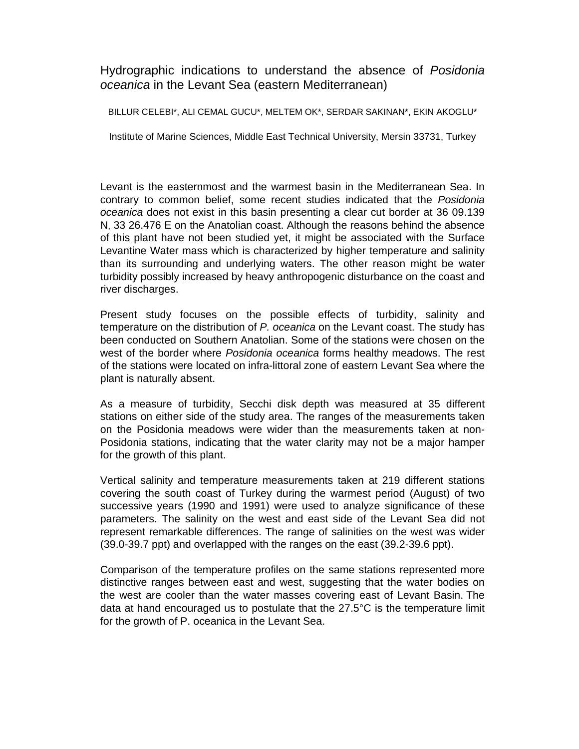# Hydrographic indications to understand the absence of *Posidonia oceanica* in the Levant Sea (eastern Mediterranean)

BILLUR CELEBI*, ALI CEMAL GUCU*, MELTEM OK*, SERDAR SAKINAN*, EKIN AKOGLU*

Institute of Marine Sciences, Middle East Technical University, Mersin 33731, Turkey

Levant is the easternmost and the warmest basin in the Mediterranean Sea. In contrary to common belief, some recent studies indicated that the *Posidonia oceanica* does not exist in this basin presenting a clear cut border at 36 09.139 N, 33 26.476 E on the Anatolian coast. Although the reasons behind the absence of this plant have not been studied yet, it might be associated with the Surface Levantine Water mass which is characterized by higher temperature and salinity than its surrounding and underlying waters. The other reason might be water turbidity possibly increased by heavy anthropogenic disturbance on the coast and river discharges.

Present study focuses on the possible effects of turbidity, salinity and temperature on the distribution of *P. oceanica* on the Levant coast. The study has been conducted on Southern Anatolian. Some of the stations were chosen on the west of the border where *Posidonia oceanica* forms healthy meadows. The rest of the stations were located on infra-littoral zone of eastern Levant Sea where the plant is naturally absent.

As a measure of turbidity, Secchi disk depth was measured at 35 different stations on either side of the study area. The ranges of the measurements taken on the Posidonia meadows were wider than the measurements taken at non-Posidonia stations, indicating that the water clarity may not be a major hamper for the growth of this plant.

Vertical salinity and temperature measurements taken at 219 different stations covering the south coast of Turkey during the warmest period (August) of two successive years (1990 and 1991) were used to analyze significance of these parameters. The salinity on the west and east side of the Levant Sea did not represent remarkable differences. The range of salinities on the west was wider (39.0-39.7 ppt) and overlapped with the ranges on the east (39.2-39.6 ppt).

Comparison of the temperature profiles on the same stations represented more distinctive ranges between east and west, suggesting that the water bodies on the west are cooler than the water masses covering east of Levant Basin. The data at hand encouraged us to postulate that the 27.5°C is the temperature limit for the growth of P. oceanica in the Levant Sea.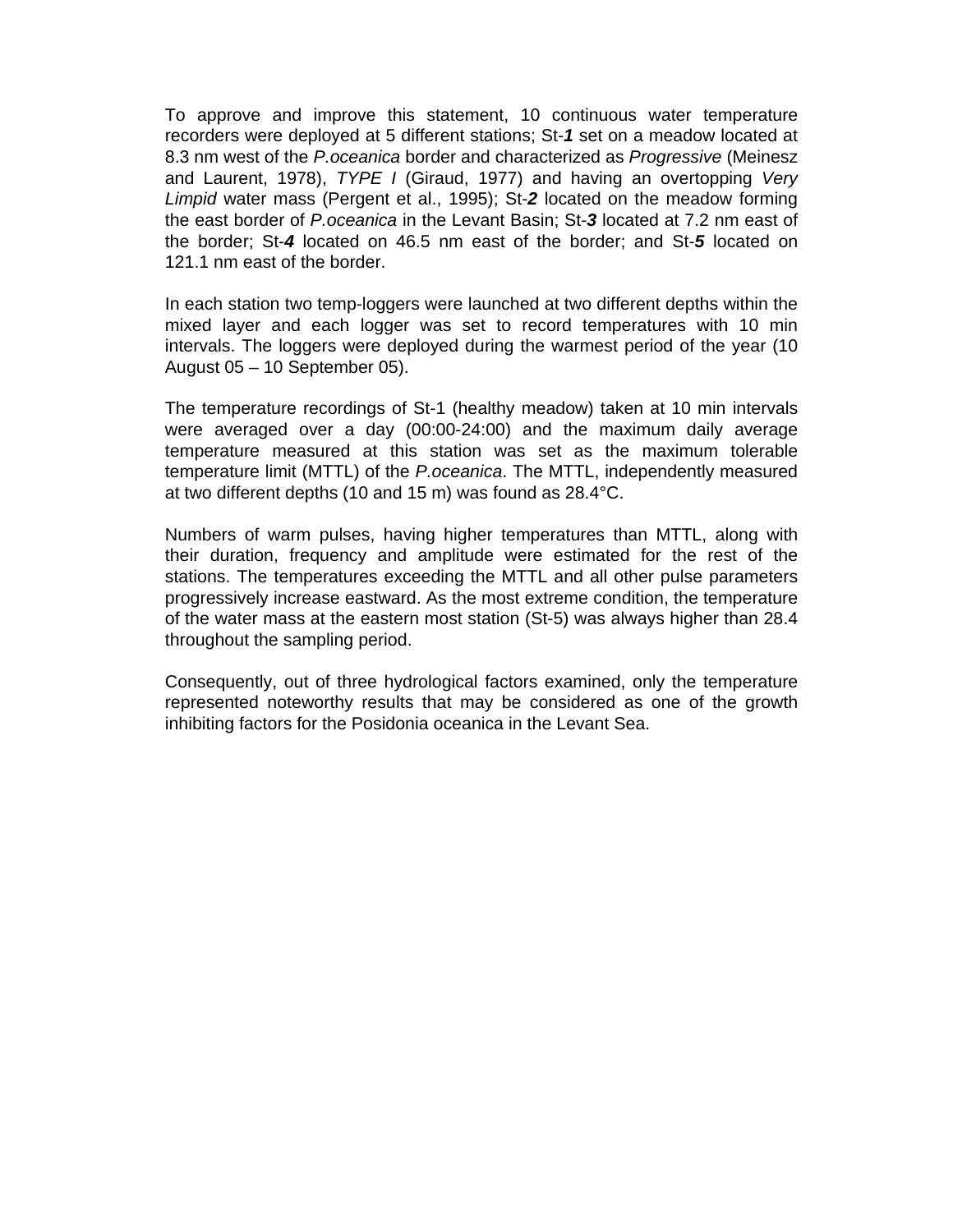To approve and improve this statement, 10 continuous water temperature recorders were deployed at 5 different stations; St-***1*** set on a meadow located at 8.3 nm west of the *P.oceanica* border and characterized as *Progressive* (Meinesz and Laurent, 1978), *TYPE I* (Giraud, 1977) and having an overtopping *Very Limpid* water mass (Pergent et al., 1995); St-***2*** located on the meadow forming the east border of *P.oceanica* in the Levant Basin; St-***3*** located at 7.2 nm east of the border; St-***4*** located on 46.5 nm east of the border; and St-***5*** located on 121.1 nm east of the border.

In each station two temp-loggers were launched at two different depths within the mixed layer and each logger was set to record temperatures with 10 min intervals. The loggers were deployed during the warmest period of the year (10 August 05 – 10 September 05).

The temperature recordings of St-1 (healthy meadow) taken at 10 min intervals were averaged over a day (00:00-24:00) and the maximum daily average temperature measured at this station was set as the maximum tolerable temperature limit (MTTL) of the *P.oceanica*. The MTTL, independently measured at two different depths (10 and 15 m) was found as 28.4°C.

Numbers of warm pulses, having higher temperatures than MTTL, along with their duration, frequency and amplitude were estimated for the rest of the stations. The temperatures exceeding the MTTL and all other pulse parameters progressively increase eastward. As the most extreme condition, the temperature of the water mass at the eastern most station (St-5) was always higher than 28.4 throughout the sampling period.

Consequently, out of three hydrological factors examined, only the temperature represented noteworthy results that may be considered as one of the growth inhibiting factors for the Posidonia oceanica in the Levant Sea.